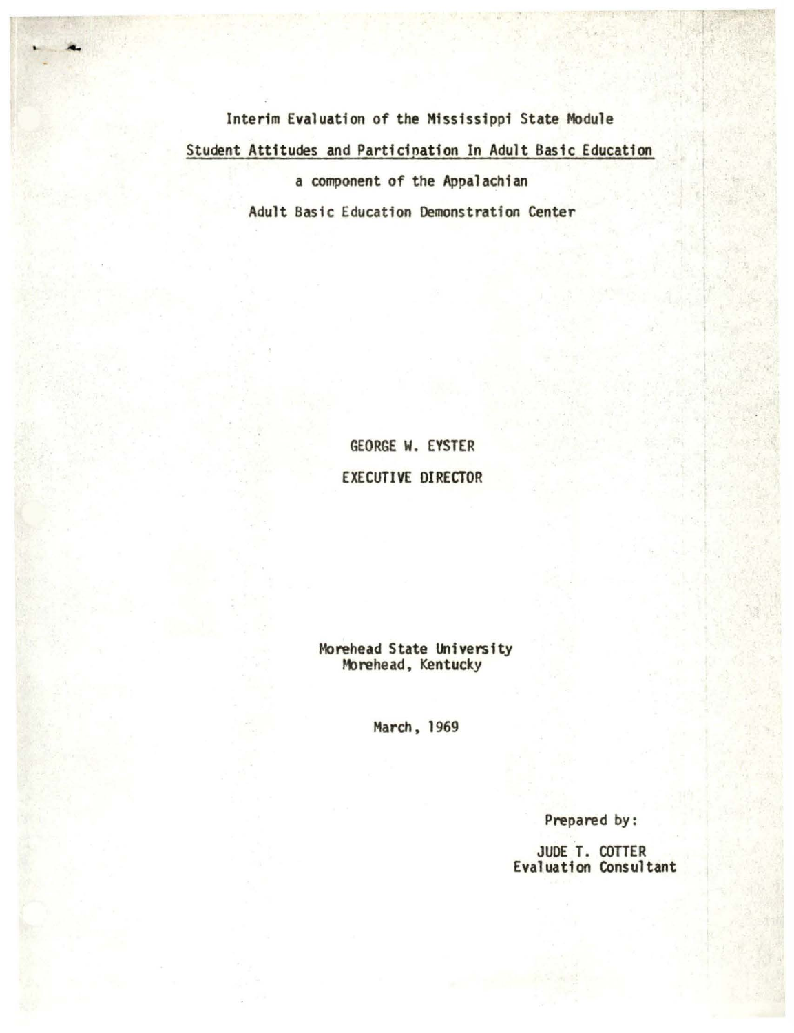# Interim Evaluation of the Mississippi State Module

## Student Attitudes and Participation In Adult Basic Education

a component of the Appalachian

Adult Basic Education Demonstration Center

GEORGE W. EYSTER

EXECUTIVE DIRECTOR

Morehead State University
Morehead, Kentucky

March, 1969

Prepared by:

JUDE T. COTTER
Evaluation Consultant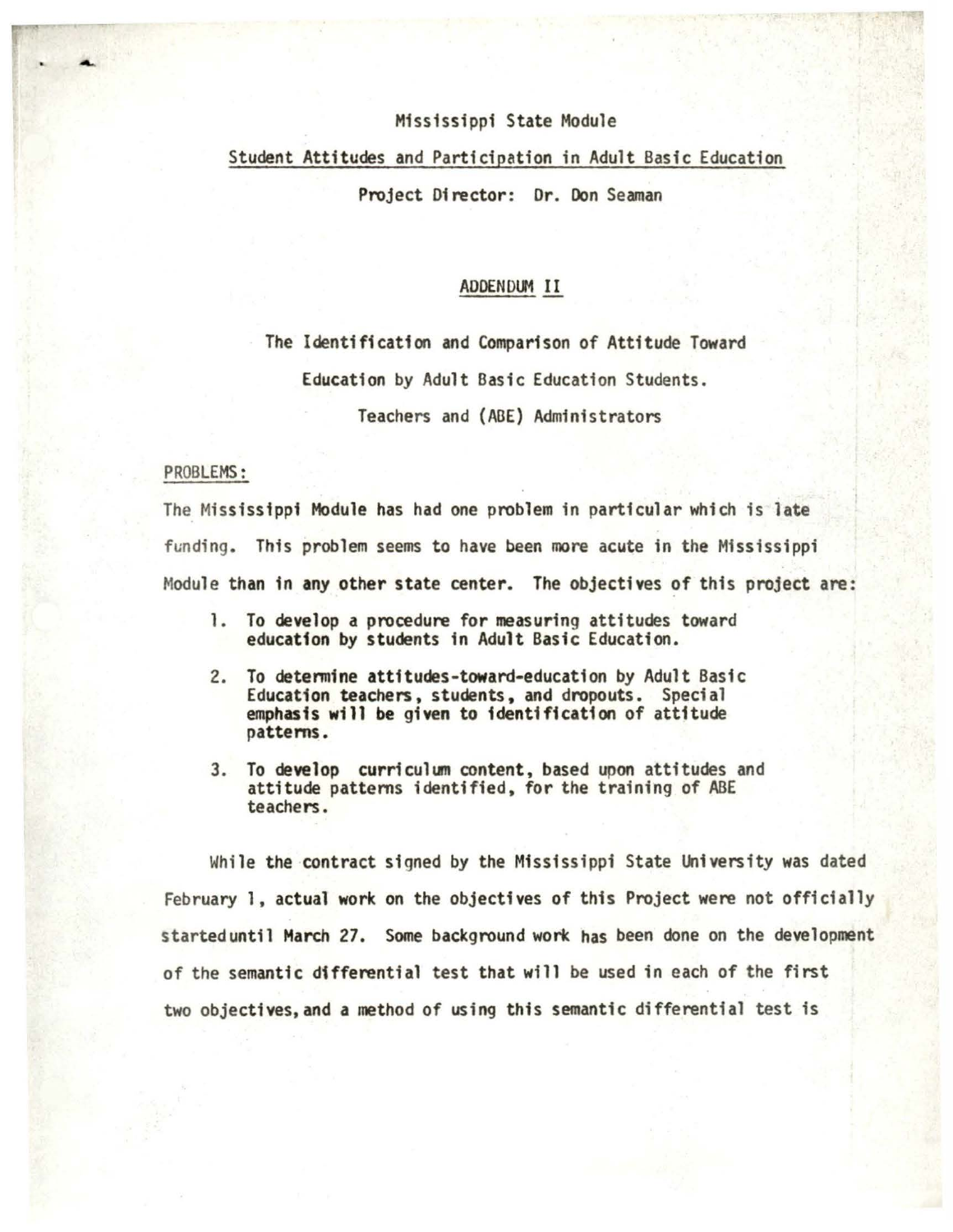Mississippi State Module

Student Attitudes and Participation in Adult Basic Education

Project Director: Dr. Don Seaman

## ADDENDUM II

The Identification and Comparison of Attitude Toward Education by Adult Basic Education Students. Teachers and (ABE) Administrators

PROBLEMS:

The Mississippi Module has had one problem in particular which is late funding. This problem seems to have been more acute in the Mississippi Module than in any other state center. The objectives of this project are:

1. To develop a procedure for measuring attitudes toward education by students in Adult Basic Education.
2. To determine attitudes-toward-education by Adult Basic Education teachers, students, and dropouts. Special emphasis will be given to identification of attitude patterns.
3. To develop curriculum content, based upon attitudes and attitude patterns identified, for the training of ABE teachers.

While the contract signed by the Mississippi State University was dated February 1, actual work on the objectives of this Project were not officially startedu ntil March 27. Some background work has been done on the development of the semantic differential test that will be used in each of the first two objectives, and a method of using this semantic differential test is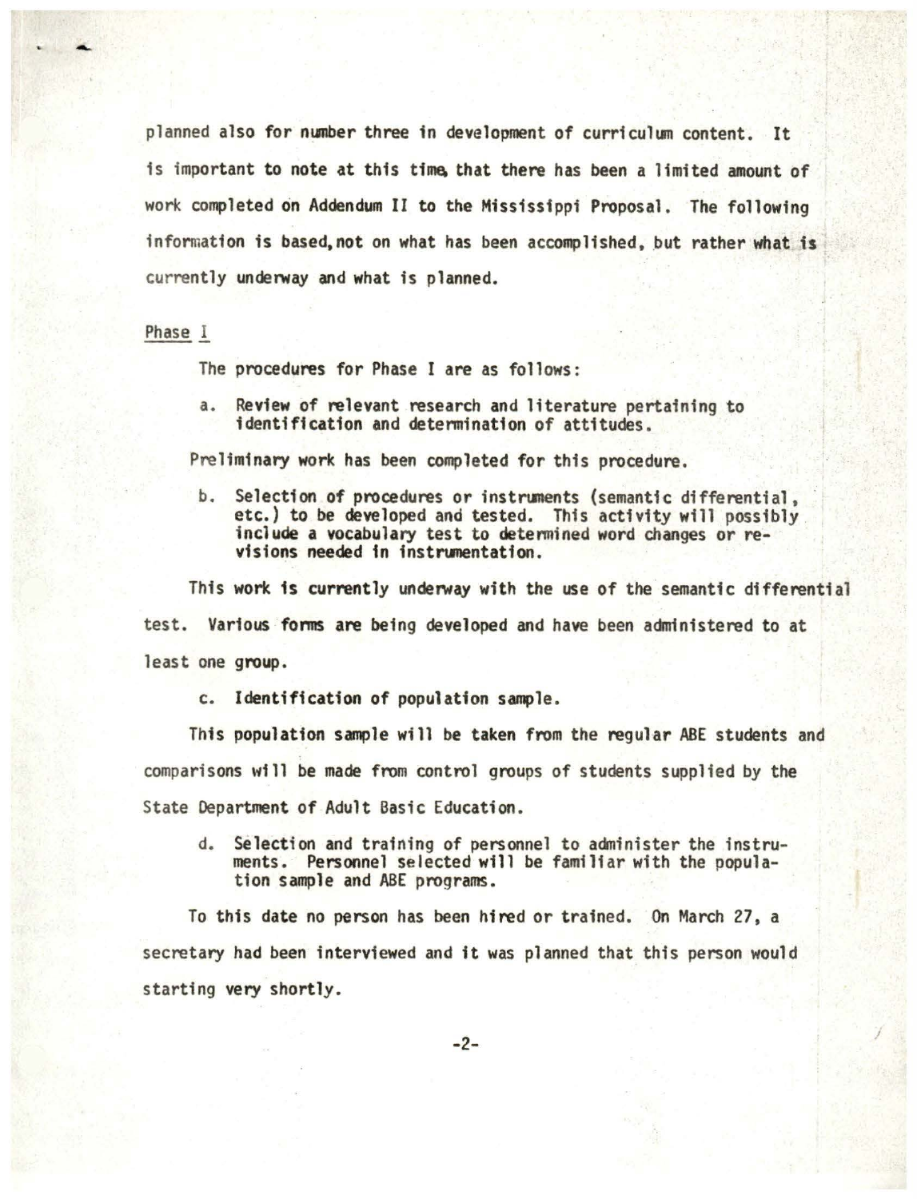planned also for number three in development of curriculum content. It is important to note at this time, that there has been a limited amount of work completed on Addendum II to the Mississippi Proposal. The following information is based, not on what has been accomplished, but rather what is currently underway and what is planned.

Phase I

The procedures for Phase I are as follows:

a. Review of relevant research and literature pertaining to identification and determination of attitudes.

Preliminary work has been completed for this procedure.

b. Selection of procedures or instruments (semantic differential, etc.) to be developed and tested. This activity will possibly include a vocabulary test to determined word changes or revisions needed in instrumentation.

This work is currently underway with the use of the semantic differential test. Various forms are being developed and have been administered to at least one group.

c. Identification of population sample.

This population sample will be taken from the regular ABE students and comparisons will be made from control groups of students supplied by the State Department of Adult Basic Education.

d. Selection and training of personnel to administer the instruments. Personnel selected will be familiar with the population sample and ABE programs.

To this date no person has been hired or trained. On March 27, a secretary had been interviewed and it was planned that this person would starting very shortly.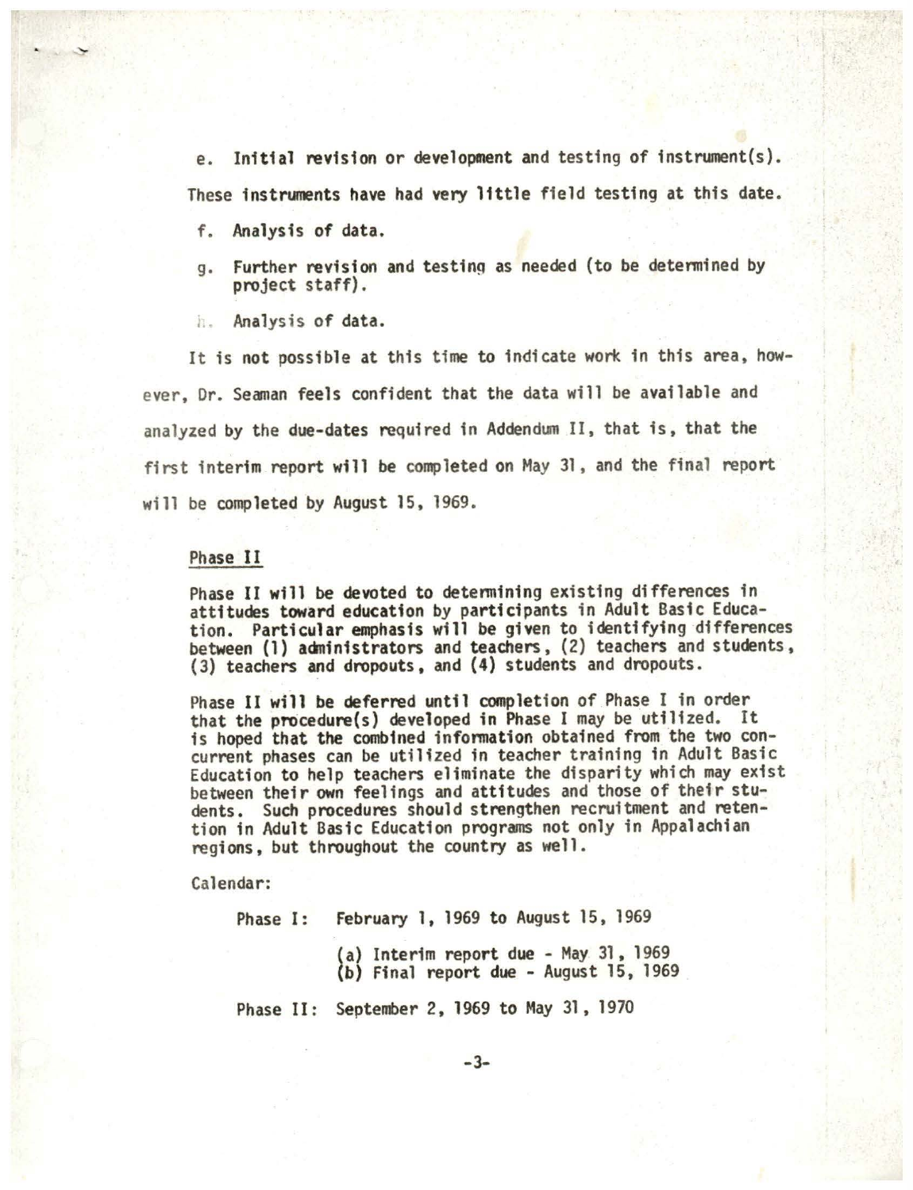e. Initial revision or development and testing of instrument(s).

These instruments have had very little field testing at this date.

f. Analysis of data.

g. Further revision and testing as needed (to be determined by project staff).

h. Analysis of data.

It is not possible at this time to indicate work in this area, however, Dr. Seaman feels confident that the data will be available and analyzed by the due-dates required in Addendum II, that is, that the first interim report will be completed on May 31, and the final report will be completed by August 15, 1969.

## Phase II

Phase II will be devoted to determining existing differences in attitudes toward education by participants in Adult Basic Education. Particular emphasis will be given to identifying differences between (1) administrators and teachers, (2) teachers and students, (3) teachers and dropouts, and (4) students and dropouts.

Phase II will be deferred until completion of Phase I in order that the procedure(s) developed in Phase I may be utilized. It is hoped that the combined information obtained from the two concurrent phases can be utilized in teacher training in Adult Basic Education to help teachers eliminate the disparity which may exist between their own feelings and attitudes and those of their students. Such procedures should strengthen recruitment and retention in Adult Basic Education programs not only in Appalachian regions, but throughout the country as well.

Calendar:

Phase I: February 1, 1969 to August 15, 1969

(a) Interim report due - May 31, 1969
(b) Final report due - August 15, 1969

Phase II: September 2, 1969 to May 31, 1970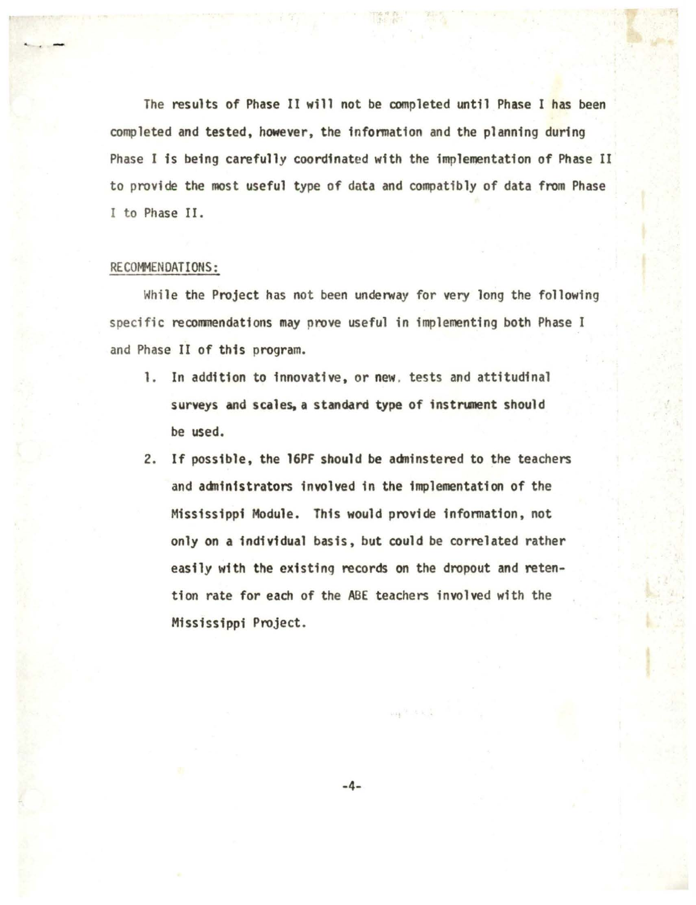The results of Phase II will not be completed until Phase I has been completed and tested, however, the information and the planning during Phase I is being carefully coordinated with the implementation of Phase II to provide the most useful type of data and compatibly of data from Phase I to Phase II.

RECOMMENDATIONS:

While the Project has not been underway for very long the following specific recommendations may prove useful in implementing both Phase I and Phase II of this program.

1. In addition to innovative, or new, tests and attitudinal surveys and scales, a standard type of instrument should be used.
2. If possible, the 16PF should be adminstered to the teachers and administrators involved in the implementation of the Mississippi Module. This would provide information, not only on a individual basis, but could be correlated rather easily with the existing records on the dropout and retention rate for each of the ABE teachers involved with the Mississippi Project.